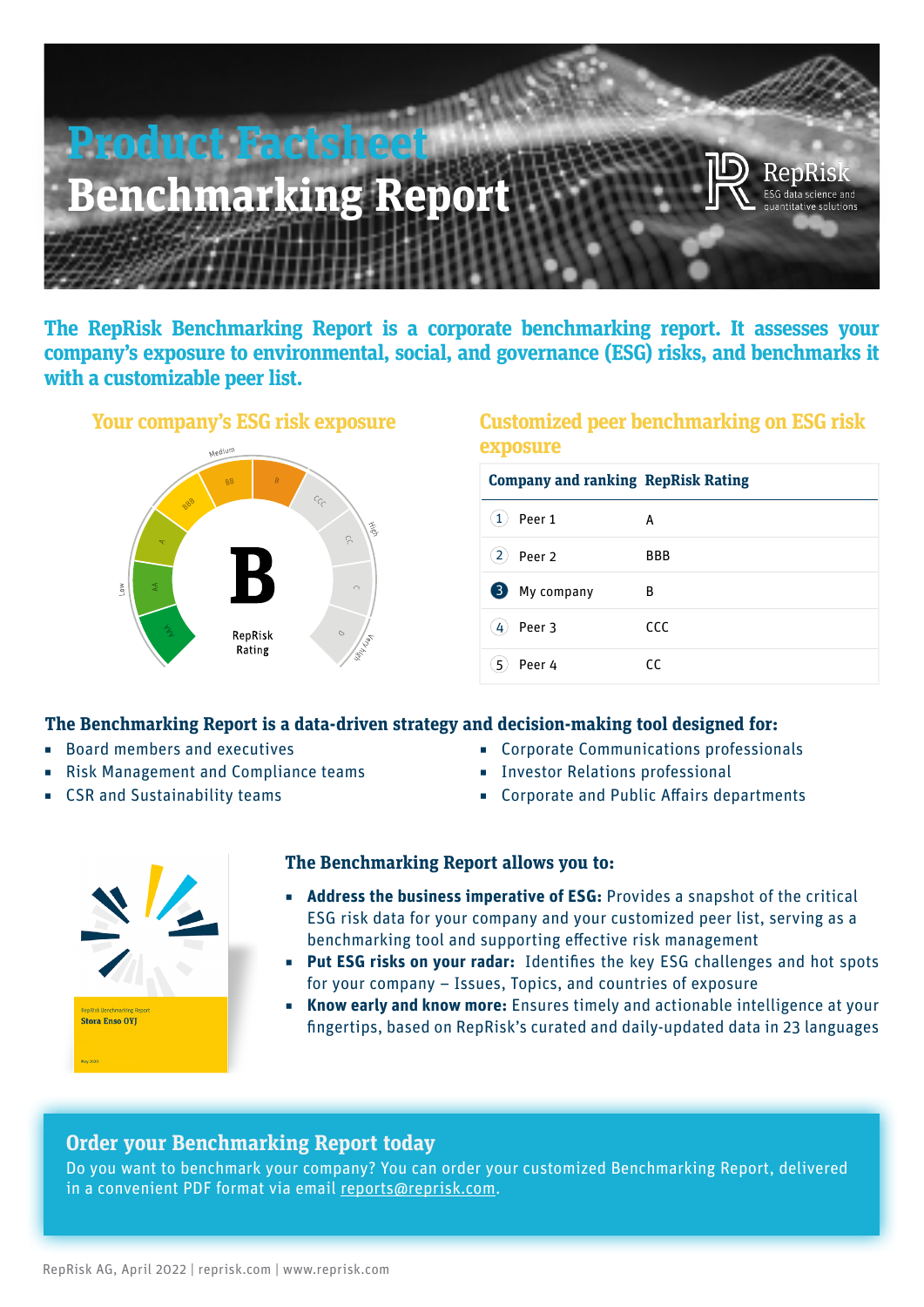# Product Factsheet
# Benchmarking Report

RepRisk
ESG data science and quantitative solutions

**The RepRisk Benchmarking Report is a corporate benchmarking report. It assesses your company's exposure to environmental, social, and governance (ESG) risks, and benchmarks it with a customizable peer list.**

## Your company's ESG risk exposure

B

RepRisk Rating

## Customized peer benchmarking on ESG risk exposure

| Company and ranking | RepRisk Rating |
|---|---|
| 1 Peer 1 | A |
| 2 Peer 2 | BBB |
| 3 My company | B |
| 4 Peer 3 | CCC |
| 5 Peer 4 | CC |

### The Benchmarking Report is a data-driven strategy and decision-making tool designed for:

- Board members and executives
- Risk Management and Compliance teams
- CSR and Sustainability teams
- Corporate Communications professionals
- Investor Relations professional
- Corporate and Public Affairs departments

### The Benchmarking Report allows you to:

- **Address the business imperative of ESG:** Provides a snapshot of the critical ESG risk data for your company and your customized peer list, serving as a benchmarking tool and supporting effective risk management
- **Put ESG risks on your radar:** Identifies the key ESG challenges and hot spots for your company – Issues, Topics, and countries of exposure
- **Know early and know more:** Ensures timely and actionable intelligence at your fingertips, based on RepRisk's curated and daily-updated data in 23 languages

## Order your Benchmarking Report today

Do you want to benchmark your company? You can order your customized Benchmarking Report, delivered in a convenient PDF format via email reports@reprisk.com.

RepRisk AG, April 2022 | reprisk.com | www.reprisk.com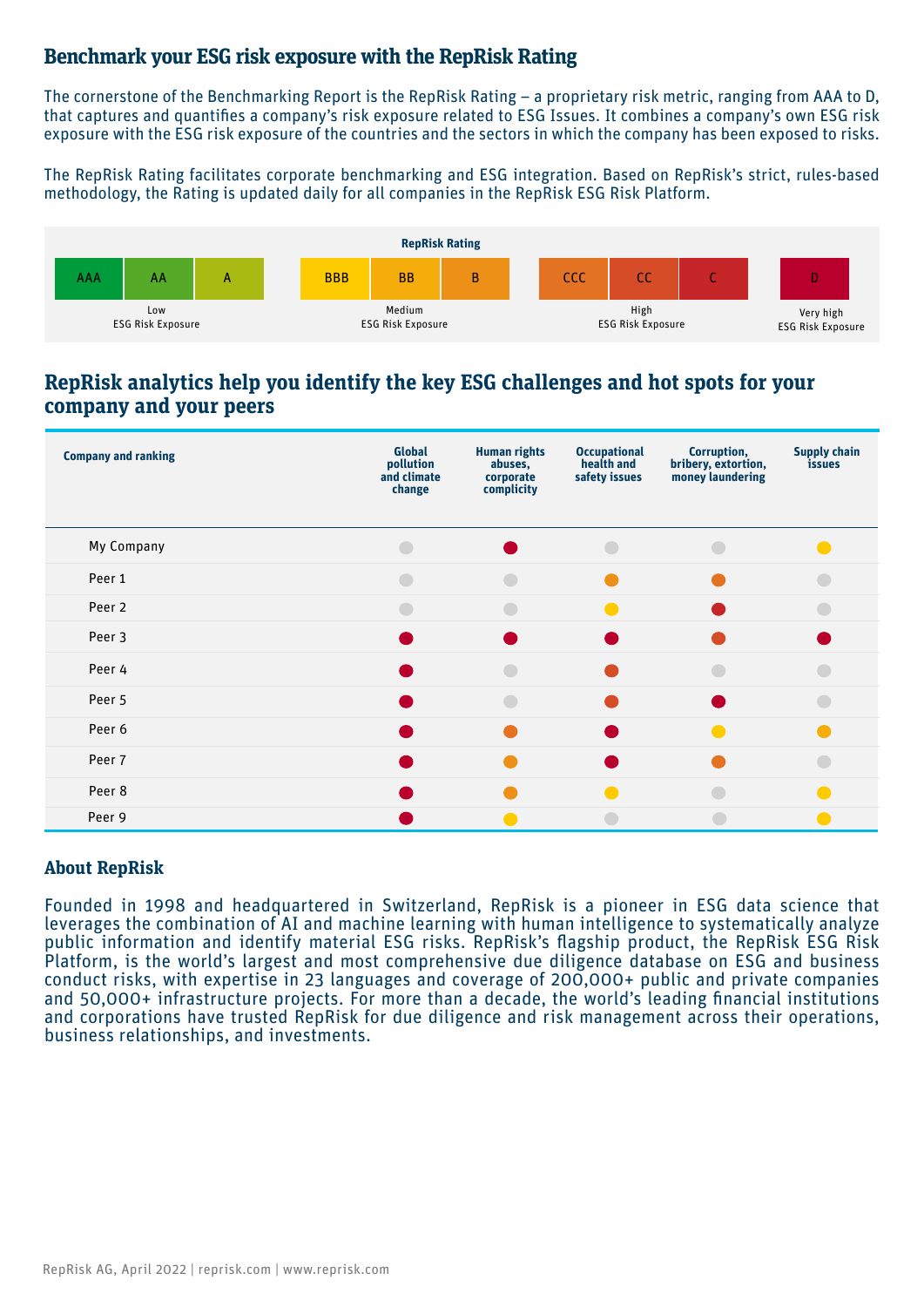## Benchmark your ESG risk exposure with the RepRisk Rating

The cornerstone of the Benchmarking Report is the RepRisk Rating – a proprietary risk metric, ranging from AAA to D, that captures and quantifies a company's risk exposure related to ESG Issues. It combines a company's own ESG risk exposure with the ESG risk exposure of the countries and the sectors in which the company has been exposed to risks.

The RepRisk Rating facilitates corporate benchmarking and ESG integration. Based on RepRisk's strict, rules-based methodology, the Rating is updated daily for all companies in the RepRisk ESG Risk Platform.

**RepRisk Rating**

AAA AA A

Low
ESG Risk Exposure

BBB BB B

Medium
ESG Risk Exposure

CCC CC C

High
ESG Risk Exposure

D

Very high
ESG Risk Exposure

## RepRisk analytics help you identify the key ESG challenges and hot spots for your company and your peers

| Company and ranking | Global pollution and climate change | Human rights abuses, corporate complicity | Occupational health and safety issues | Corruption, bribery, extortion, money laundering | Supply chain issues |
|---|---|---|---|---|---|
| My Company | | | | | |
| Peer 1 | | | | | |
| Peer 2 | | | | | |
| Peer 3 | | | | | |
| Peer 4 | | | | | |
| Peer 5 | | | | | |
| Peer 6 | | | | | |
| Peer 7 | | | | | |
| Peer 8 | | | | | |
| Peer 9 | | | | | |

### About RepRisk

Founded in 1998 and headquartered in Switzerland, RepRisk is a pioneer in ESG data science that leverages the combination of AI and machine learning with human intelligence to systematically analyze public information and identify material ESG risks. RepRisk's flagship product, the RepRisk ESG Risk Platform, is the world's largest and most comprehensive due diligence database on ESG and business conduct risks, with expertise in 23 languages and coverage of 200,000+ public and private companies and 50,000+ infrastructure projects. For more than a decade, the world's leading financial institutions and corporations have trusted RepRisk for due diligence and risk management across their operations, business relationships, and investments.

RepRisk AG, April 2022 | reprisk.com | www.reprisk.com